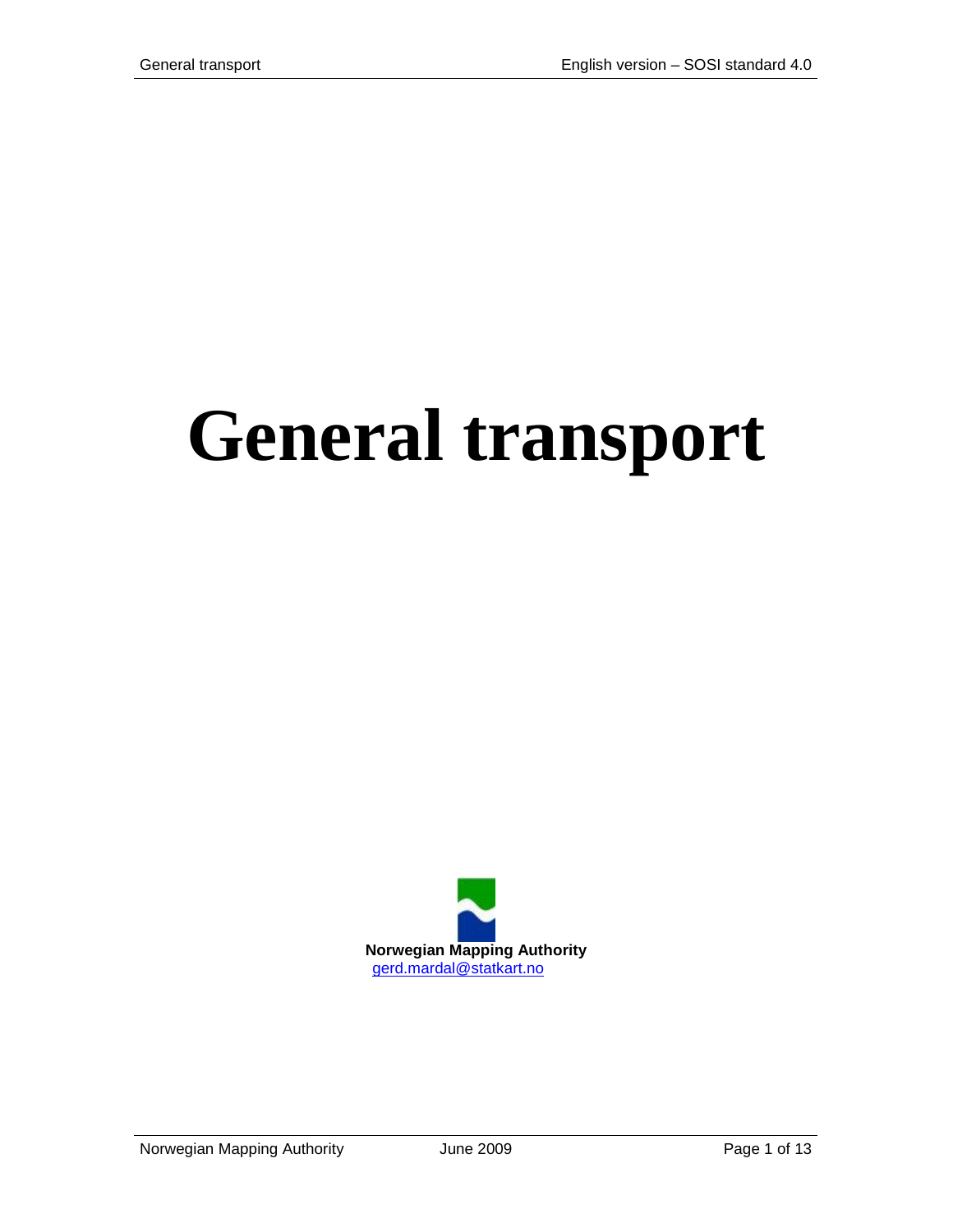# General transport

**Norwegian Mapping Authority**
gerd.mardal@statkart.no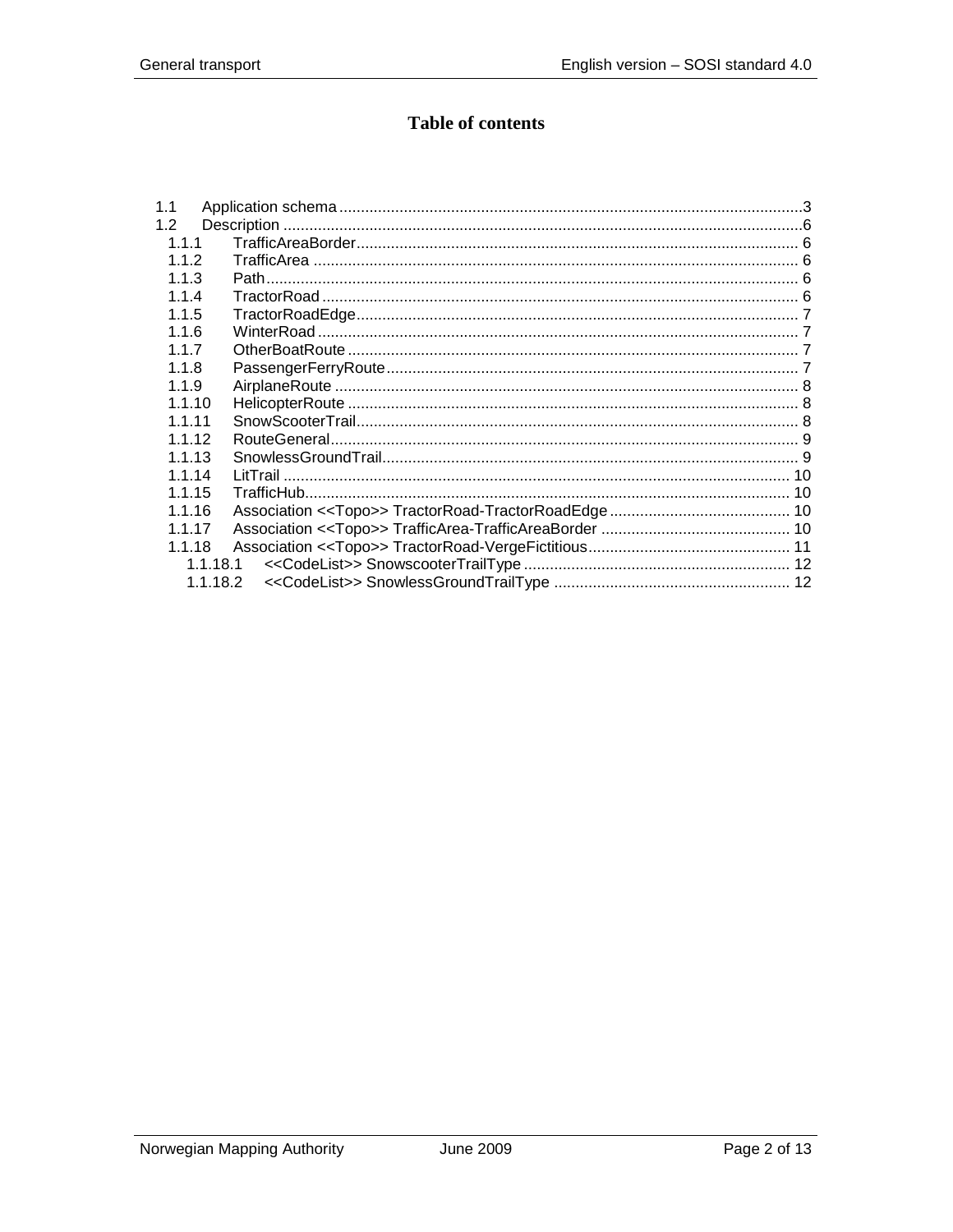# Table of contents

- 1.1 Application schema ... 3
- 1.2 Description ... 6
  - 1.1.1 TrafficAreaBorder ... 6
  - 1.1.2 TrafficArea ... 6
  - 1.1.3 Path ... 6
  - 1.1.4 TractorRoad ... 6
  - 1.1.5 TractorRoadEdge ... 7
  - 1.1.6 WinterRoad ... 7
  - 1.1.7 OtherBoatRoute ... 7
  - 1.1.8 PassengerFerryRoute ... 7
  - 1.1.9 AirplaneRoute ... 8
  - 1.1.10 HelicopterRoute ... 8
  - 1.1.11 SnowScooterTrail ... 8
  - 1.1.12 RouteGeneral ... 9
  - 1.1.13 SnowlessGroundTrail ... 9
  - 1.1.14 LitTrail ... 10
  - 1.1.15 TrafficHub ... 10
  - 1.1.16 Association <<Topo>> TractorRoad-TractorRoadEdge ... 10
  - 1.1.17 Association <<Topo>> TrafficArea-TrafficAreaBorder ... 10
  - 1.1.18 Association <<Topo>> TractorRoad-VergeFictitious ... 11
    - 1.1.18.1 <<CodeList>> SnowscooterTrailType ... 12
    - 1.1.18.2 <<CodeList>> SnowlessGroundTrailType ... 12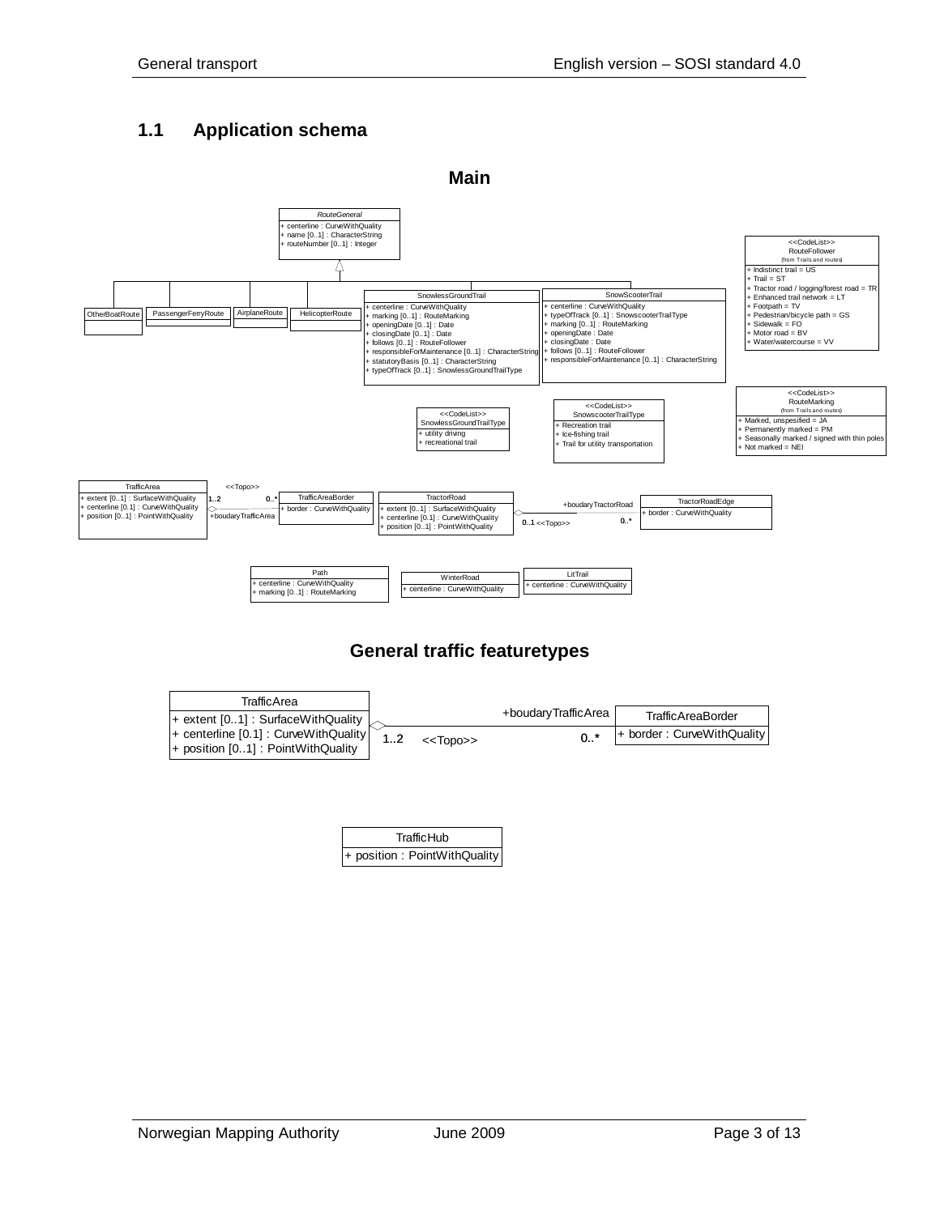## 1.1 Application schema

### Main

RouteGeneral
+ centerline : CurveWithQuality
+ name [0..1] : CharacterString
+ routeNumber [0..1] : Integer

OtherBoatRoute

PassengerFerryRoute

AirplaneRoute

HelicopterRoute

SnowlessGroundTrail
+ centerline : CurveWithQuality
+ marking [0..1] : RouteMarking
+ openingDate [0..1] : Date
+ closingDate [0..1] : Date
+ follows [0..1] : RouteFollower
+ responsibleForMaintenance [0..1] : CharacterString
+ statutoryBasis [0..1] : CharacterString
+ typeOfTrack [0..1] : SnowlessGroundTrailType

SnowScooterTrail
+ centerline : CurveWithQuality
+ typeOfTrack [0..1] : SnowscooterTrailType
+ marking [0..1] : RouteMarking
+ openingDate : Date
+ closingDate : Date
+ follows [0..1] : RouteFollower
+ responsibleForMaintenance [0..1] : CharacterString

<<CodeList>>
RouteFollower
(from Trails and routes)
+ Indistinct trail = US
+ Trail = ST
+ Tractor road / logging/forest road = TR
+ Enhanced trail network = LT
+ Footpath = TV
+ Pedestrian/bicycle path = GS
+ Sidewalk = FO
+ Motor road = BV
+ Water/watercourse = VV

<<CodeList>>
SnowlessGroundTrailType
+ utility driving
+ recreational trail

<<CodeList>>
SnowscooterTrailType
+ Recreation trail
+ Ice-fishing trail
+ Trail for utility transportation

<<CodeList>>
RouteMarking
(from Trails and routes)
+ Marked, unspesified = JA
+ Permanently marked = PM
+ Seasonally marked / signed with thin poles
+ Not marked = NEI

TrafficArea
+ extent [0..1] : SurfaceWithQuality
+ centerline [0.1] : CurveWithQuality
+ position [0..1] : PointWithQuality

<<Topo>> 1..2 — 0..* +boudaryTrafficArea

TrafficAreaBorder
+ border : CurveWithQuality

TractorRoad
+ extent [0..1] : SurfaceWithQuality
+ centerline [0.1] : CurveWithQuality
+ position [0..1] : PointWithQuality

+boudaryTractorRoad 0..1 <<Topo>> 0..*

TractorRoadEdge
+ border : CurveWithQuality

Path
+ centerline : CurveWithQuality
+ marking [0..1] : RouteMarking

WinterRoad
+ centerline : CurveWithQuality

LitTrail
+ centerline : CurveWithQuality

### General traffic featuretypes

TrafficArea
+ extent [0..1] : SurfaceWithQuality
+ centerline [0.1] : CurveWithQuality
+ position [0..1] : PointWithQuality

+boudaryTrafficArea 1..2 <<Topo>> 0..*

TrafficAreaBorder
+ border : CurveWithQuality

TrafficHub
+ position : PointWithQuality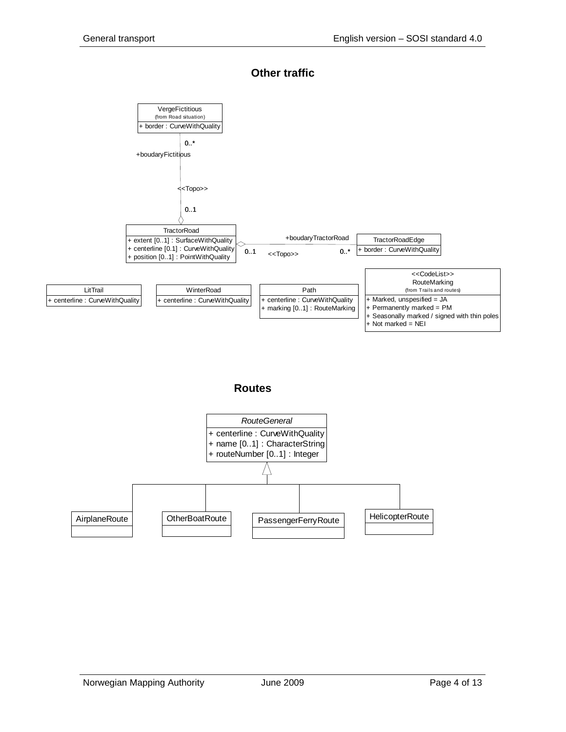## Other traffic

VergeFictitious
(from Road situation)
+ border : CurveWithQuality

0..*
+boudaryFictitious

<<Topo>>

0..1

TractorRoad
+ extent [0..1] : SurfaceWithQuality
+ centerline [0.1] : CurveWithQuality
+ position [0..1] : PointWithQuality

+boudaryTractorRoad
0..1 <<Topo>> 0..*

TractorRoadEdge
+ border : CurveWithQuality

LitTrail
+ centerline : CurveWithQuality

WinterRoad
+ centerline : CurveWithQuality

Path
+ centerline : CurveWithQuality
+ marking [0..1] : RouteMarking

<<CodeList>>
RouteMarking
(from Trails and routes)
+ Marked, unspesified = JA
+ Permanently marked = PM
+ Seasonally marked / signed with thin poles
+ Not marked = NEI

## Routes

*RouteGeneral*
+ centerline : CurveWithQuality
+ name [0..1] : CharacterString
+ routeNumber [0..1] : Integer

AirplaneRoute

OtherBoatRoute

PassengerFerryRoute

HelicopterRoute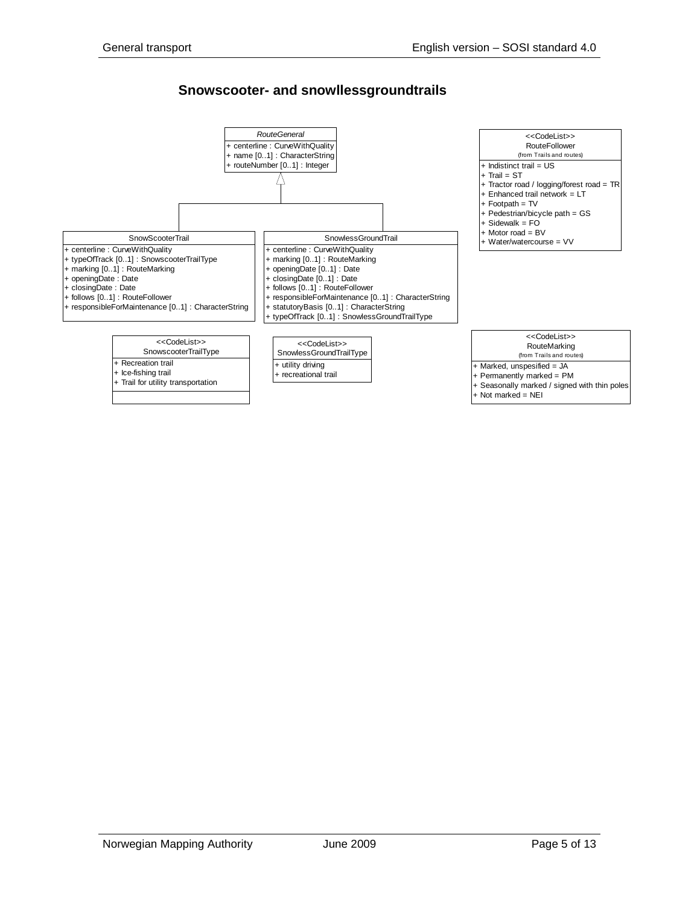# Snowscooter- and snowllessgroundtrails

**RouteGeneral** (abstract)

- + centerline : CurveWithQuality
- + name [0..1] : CharacterString
- + routeNumber [0..1] : Integer

**SnowScooterTrail** (specializes RouteGeneral)

- + centerline : CurveWithQuality
- + typeOfTrack [0..1] : SnowscooterTrailType
- + marking [0..1] : RouteMarking
- + openingDate : Date
- + closingDate : Date
- + follows [0..1] : RouteFollower
- + responsibleForMaintenance [0..1] : CharacterString

**SnowlessGroundTrail** (specializes RouteGeneral)

- + centerline : CurveWithQuality
- + marking [0..1] : RouteMarking
- + openingDate [0..1] : Date
- + closingDate [0..1] : Date
- + follows [0..1] : RouteFollower
- + responsibleForMaintenance [0..1] : CharacterString
- + statutoryBasis [0..1] : CharacterString
- + typeOfTrack [0..1] : SnowlessGroundTrailType

**<<CodeList>> RouteFollower** (from Trails and routes)

- + Indistinct trail = US
- + Trail = ST
- + Tractor road / logging/forest road = TR
- + Enhanced trail network = LT
- + Footpath = TV
- + Pedestrian/bicycle path = GS
- + Sidewalk = FO
- + Motor road = BV
- + Water/watercourse = VV

**<<CodeList>> SnowscooterTrailType**

- + Recreation trail
- + Ice-fishing trail
- + Trail for utility transportation

**<<CodeList>> SnowlessGroundTrailType**

- + utility driving
- + recreational trail

**<<CodeList>> RouteMarking** (from Trails and routes)

- + Marked, unspesified = JA
- + Permanently marked = PM
- + Seasonally marked / signed with thin poles
- + Not marked = NEI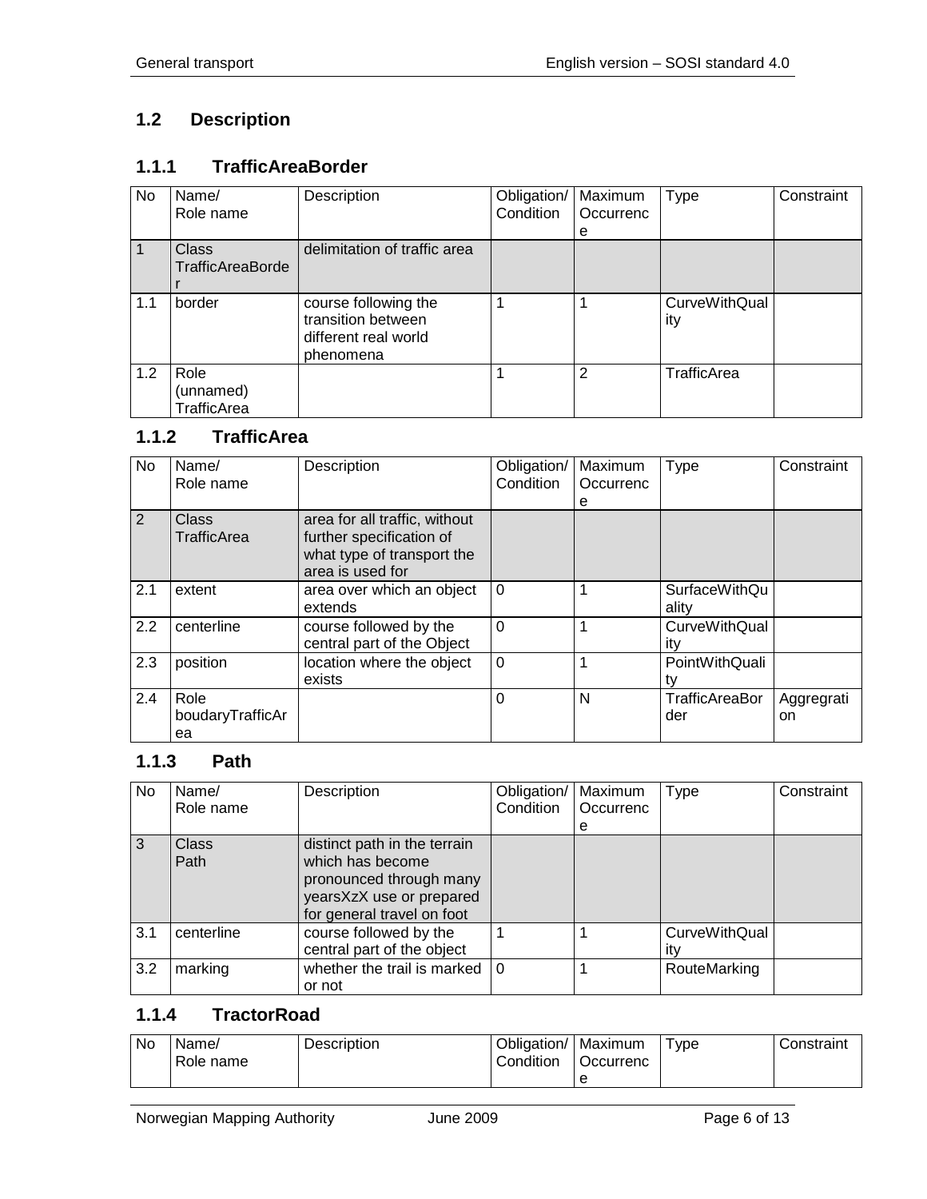## 1.2 Description

### 1.1.1 TrafficAreaBorder

| No | Name/ Role name | Description | Obligation/ Condition | Maximum Occurrence | Type | Constraint |
|---|---|---|---|---|---|---|
| 1 | Class TrafficAreaBorder | delimitation of traffic area | | | | |
| 1.1 | border | course following the transition between different real world phenomena | 1 | 1 | CurveWithQuality | |
| 1.2 | Role (unnamed) TrafficArea | | 1 | 2 | TrafficArea | |

### 1.1.2 TrafficArea

| No | Name/ Role name | Description | Obligation/ Condition | Maximum Occurrence | Type | Constraint |
|---|---|---|---|---|---|---|
| 2 | Class TrafficArea | area for all traffic, without further specification of what type of transport the area is used for | | | | |
| 2.1 | extent | area over which an object extends | 0 | 1 | SurfaceWithQuality | |
| 2.2 | centerline | course followed by the central part of the Object | 0 | 1 | CurveWithQuality | |
| 2.3 | position | location where the object exists | 0 | 1 | PointWithQuality | |
| 2.4 | Role boudaryTrafficArea | | 0 | N | TrafficAreaBorder | Aggregration |

### 1.1.3 Path

| No | Name/ Role name | Description | Obligation/ Condition | Maximum Occurrence | Type | Constraint |
|---|---|---|---|---|---|---|
| 3 | Class Path | distinct path in the terrain which has become pronounced through many yearsXzX use or prepared for general travel on foot | | | | |
| 3.1 | centerline | course followed by the central part of the object | 1 | 1 | CurveWithQuality | |
| 3.2 | marking | whether the trail is marked or not | 0 | 1 | RouteMarking | |

### 1.1.4 TractorRoad

| No | Name/ Role name | Description | Obligation/ Condition | Maximum Occurrence | Type | Constraint |
|---|---|---|---|---|---|---|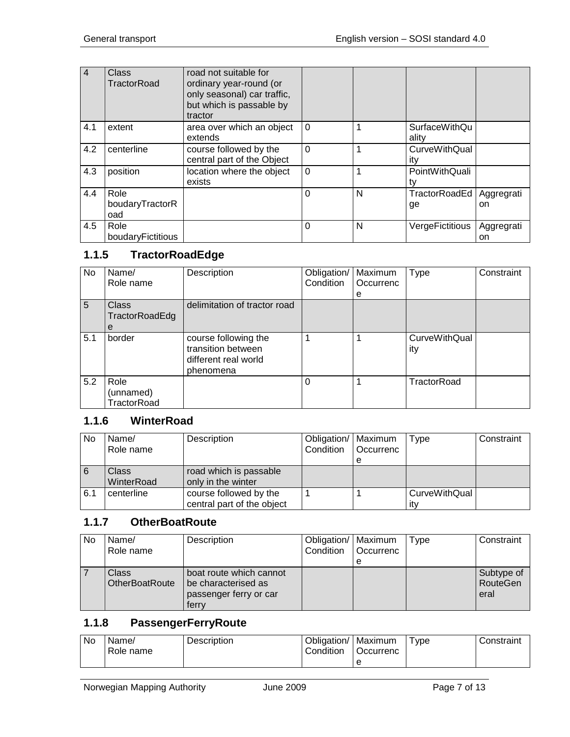| No | Name/ Role name | Description | Obligation/ Condition | Maximum Occurrence | Type | Constraint |
|---|---|---|---|---|---|---|
| 4 | Class TractorRoad | road not suitable for ordinary year-round (or only seasonal) car traffic, but which is passable by tractor | | | | |
| 4.1 | extent | area over which an object extends | 0 | 1 | SurfaceWithQuality | |
| 4.2 | centerline | course followed by the central part of the Object | 0 | 1 | CurveWithQuality | |
| 4.3 | position | location where the object exists | 0 | 1 | PointWithQuality | |
| 4.4 | Role boudaryTractorRoad | | 0 | N | TractorRoadEdge | Aggregration |
| 4.5 | Role boudaryFictitious | | 0 | N | VergeFictitious | Aggregration |

## 1.1.5 TractorRoadEdge

| No | Name/ Role name | Description | Obligation/ Condition | Maximum Occurrence | Type | Constraint |
|---|---|---|---|---|---|---|
| 5 | Class TractorRoadEdge | delimitation of tractor road | | | | |
| 5.1 | border | course following the transition between different real world phenomena | 1 | 1 | CurveWithQuality | |
| 5.2 | Role (unnamed) TractorRoad | | 0 | 1 | TractorRoad | |

## 1.1.6 WinterRoad

| No | Name/ Role name | Description | Obligation/ Condition | Maximum Occurrence | Type | Constraint |
|---|---|---|---|---|---|---|
| 6 | Class WinterRoad | road which is passable only in the winter | | | | |
| 6.1 | centerline | course followed by the central part of the object | 1 | 1 | CurveWithQuality | |

## 1.1.7 OtherBoatRoute

| No | Name/ Role name | Description | Obligation/ Condition | Maximum Occurrence | Type | Constraint |
|---|---|---|---|---|---|---|
| 7 | Class OtherBoatRoute | boat route which cannot be characterised as passenger ferry or car ferry | | | | Subtype of RouteGeneral |

## 1.1.8 PassengerFerryRoute

| No | Name/ Role name | Description | Obligation/ Condition | Maximum Occurrence | Type | Constraint |
|---|---|---|---|---|---|---|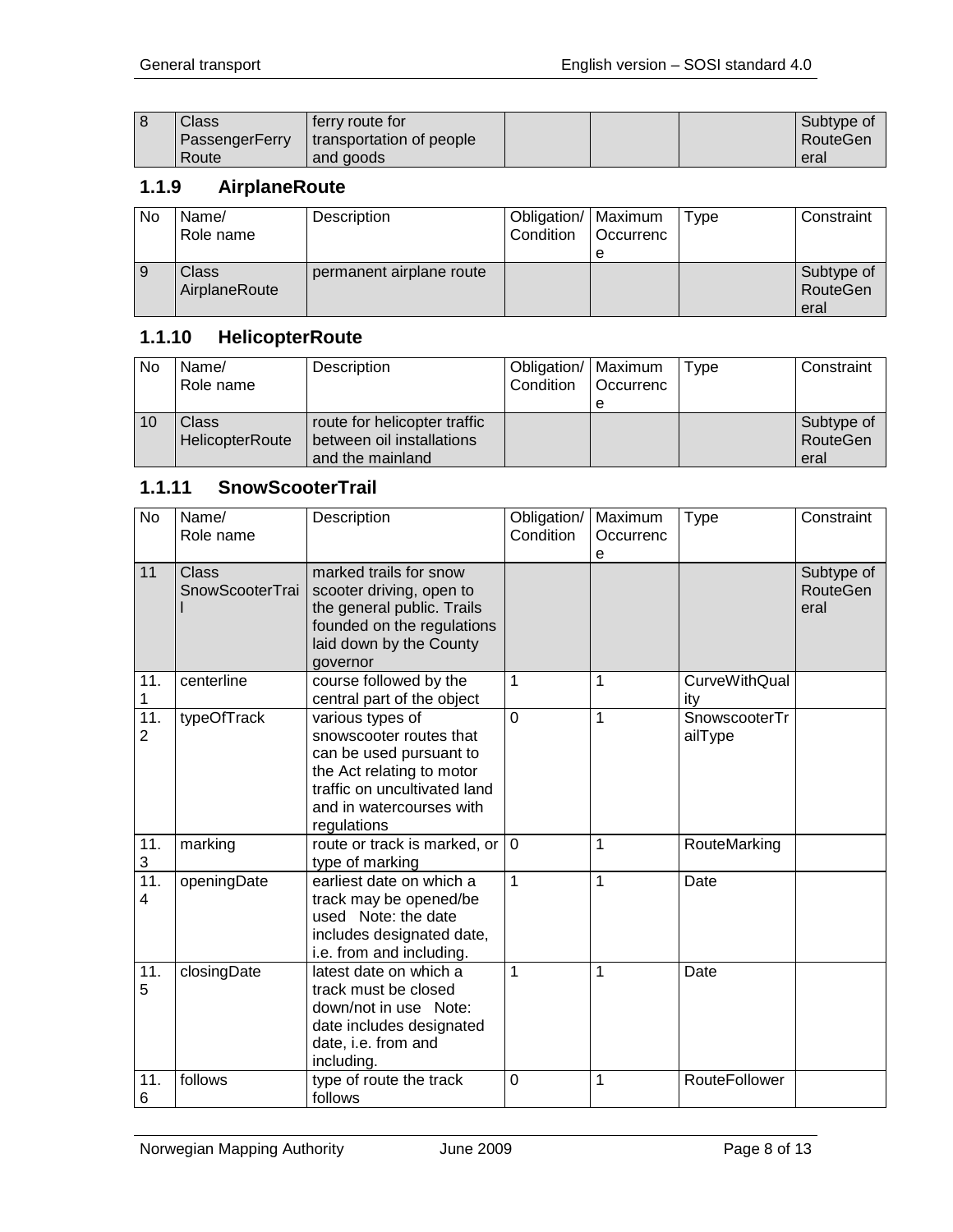| 8 | Class PassengerFerryRoute | ferry route for transportation of people and goods | | | | Subtype of RouteGeneral |
|---|---|---|---|---|---|---|

### 1.1.9 AirplaneRoute

| No | Name/ Role name | Description | Obligation/ Condition | Maximum Occurrence | Type | Constraint |
|---|---|---|---|---|---|---|
| 9 | Class AirplaneRoute | permanent airplane route | | | | Subtype of RouteGeneral |

### 1.1.10 HelicopterRoute

| No | Name/ Role name | Description | Obligation/ Condition | Maximum Occurrence | Type | Constraint |
|---|---|---|---|---|---|---|
| 10 | Class HelicopterRoute | route for helicopter traffic between oil installations and the mainland | | | | Subtype of RouteGeneral |

### 1.1.11 SnowScooterTrail

| No | Name/ Role name | Description | Obligation/ Condition | Maximum Occurrence | Type | Constraint |
|---|---|---|---|---|---|---|
| 11 | Class SnowScooterTrail | marked trails for snow scooter driving, open to the general public. Trails founded on the regulations laid down by the County governor | | | | Subtype of RouteGeneral |
| 11.1 | centerline | course followed by the central part of the object | 1 | 1 | CurveWithQuality | |
| 11.2 | typeOfTrack | various types of snowscooter routes that can be used pursuant to the Act relating to motor traffic on uncultivated land and in watercourses with regulations | 0 | 1 | SnowscooterTrailType | |
| 11.3 | marking | route or track is marked, or type of marking | 0 | 1 | RouteMarking | |
| 11.4 | openingDate | earliest date on which a track may be opened/be used Note: the date includes designated date, i.e. from and including. | 1 | 1 | Date | |
| 11.5 | closingDate | latest date on which a track must be closed down/not in use Note: date includes designated date, i.e. from and including. | 1 | 1 | Date | |
| 11.6 | follows | type of route the track follows | 0 | 1 | RouteFollower | |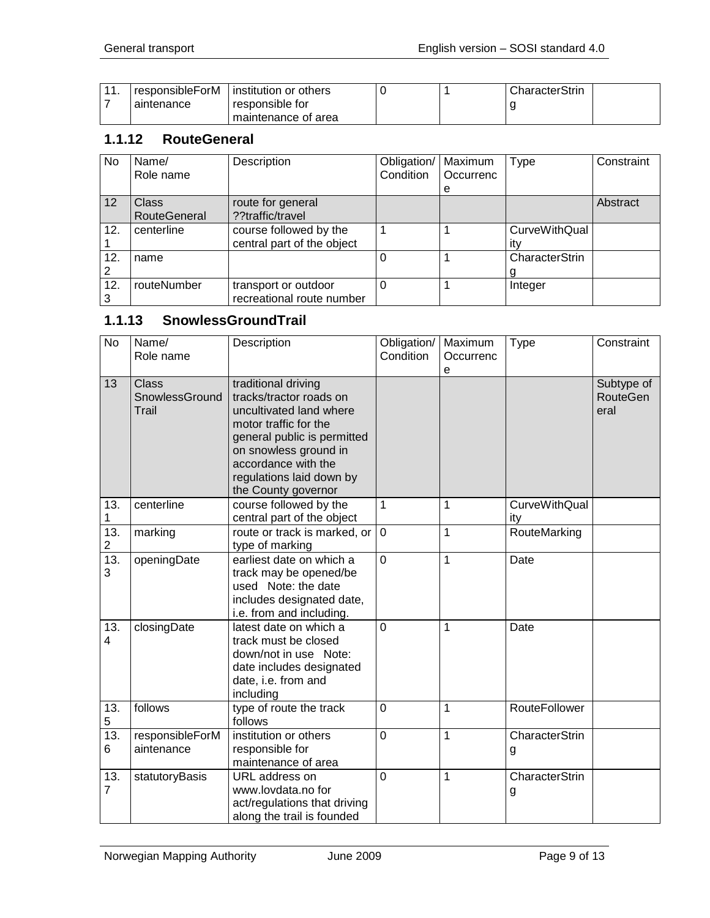| 11.7 | responsibleForMaintenance | institution or others responsible for maintenance of area | 0 | 1 | CharacterString | |
|---|---|---|---|---|---|---|

### 1.1.12 RouteGeneral

| No | Name/ Role name | Description | Obligation/ Condition | Maximum Occurrence | Type | Constraint |
|---|---|---|---|---|---|---|
| 12 | Class RouteGeneral | route for general ??traffic/travel | | | | Abstract |
| 12.1 | centerline | course followed by the central part of the object | 1 | 1 | CurveWithQuality | |
| 12.2 | name | | 0 | 1 | CharacterString | |
| 12.3 | routeNumber | transport or outdoor recreational route number | 0 | 1 | Integer | |

### 1.1.13 SnowlessGroundTrail

| No | Name/ Role name | Description | Obligation/ Condition | Maximum Occurrence | Type | Constraint |
|---|---|---|---|---|---|---|
| 13 | Class SnowlessGroundTrail | traditional driving tracks/tractor roads on uncultivated land where motor traffic for the general public is permitted on snowless ground in accordance with the regulations laid down by the County governor | | | | Subtype of RouteGeneral |
| 13.1 | centerline | course followed by the central part of the object | 1 | 1 | CurveWithQuality | |
| 13.2 | marking | route or track is marked, or type of marking | 0 | 1 | RouteMarking | |
| 13.3 | openingDate | earliest date on which a track may be opened/be used Note: the date includes designated date, i.e. from and including. | 0 | 1 | Date | |
| 13.4 | closingDate | latest date on which a track must be closed down/not in use Note: date includes designated date, i.e. from and including | 0 | 1 | Date | |
| 13.5 | follows | type of route the track follows | 0 | 1 | RouteFollower | |
| 13.6 | responsibleForMaintenance | institution or others responsible for maintenance of area | 0 | 1 | CharacterString | |
| 13.7 | statutoryBasis | URL address on www.lovdata.no for act/regulations that driving along the trail is founded | 0 | 1 | CharacterString | |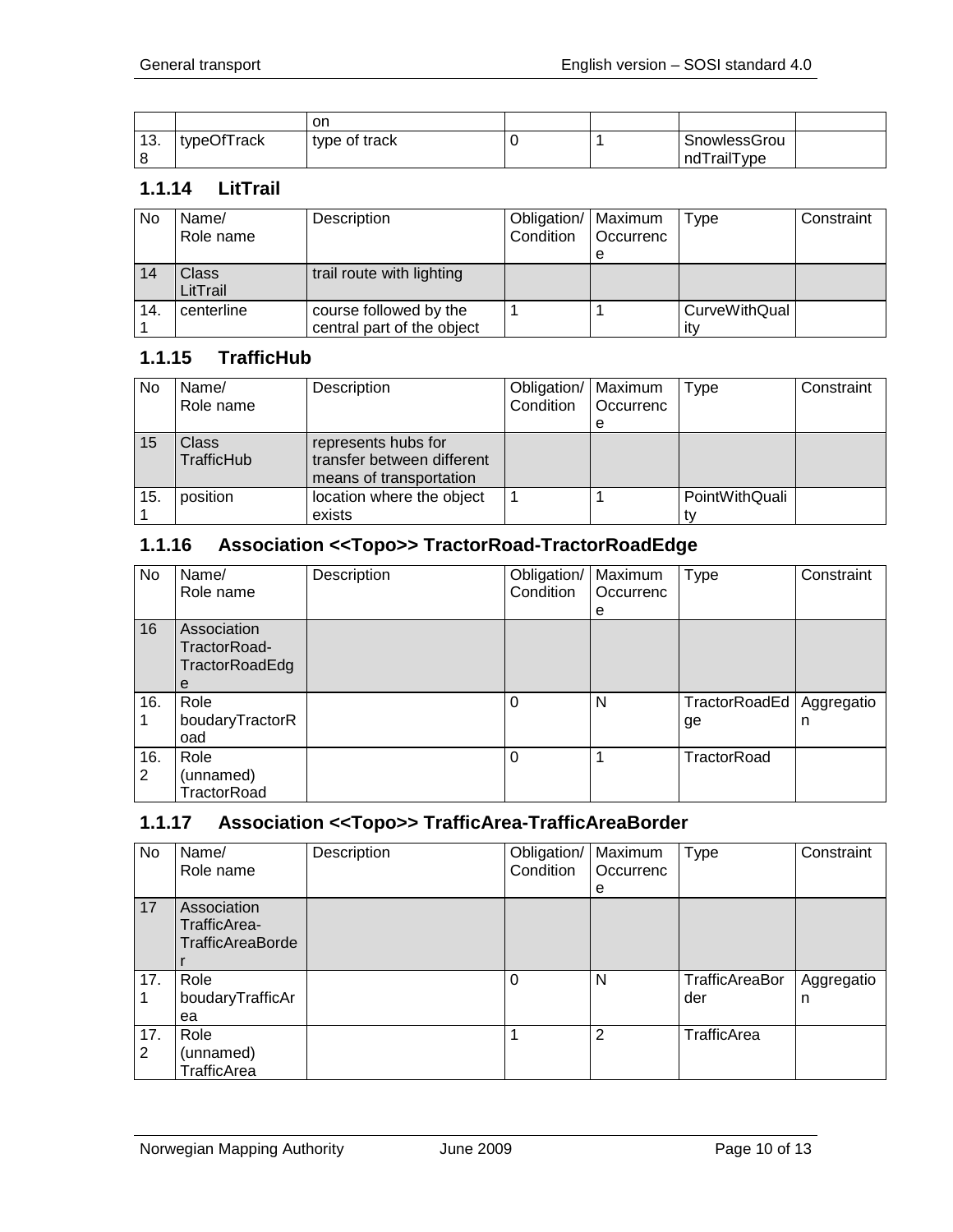| | | on | | | | |
|---|---|---|---|---|---|---|
| 13.8 | typeOfTrack | type of track | 0 | 1 | SnowlessGroundTrailType | |

### 1.1.14 LitTrail

| No | Name/ Role name | Description | Obligation/ Condition | Maximum Occurrence | Type | Constraint |
|---|---|---|---|---|---|---|
| 14 | Class LitTrail | trail route with lighting | | | | |
| 14.1 | centerline | course followed by the central part of the object | 1 | 1 | CurveWithQuality | |

### 1.1.15 TrafficHub

| No | Name/ Role name | Description | Obligation/ Condition | Maximum Occurrence | Type | Constraint |
|---|---|---|---|---|---|---|
| 15 | Class TrafficHub | represents hubs for transfer between different means of transportation | | | | |
| 15.1 | position | location where the object exists | 1 | 1 | PointWithQuality | |

### 1.1.16 Association <<Topo>> TractorRoad-TractorRoadEdge

| No | Name/ Role name | Description | Obligation/ Condition | Maximum Occurrence | Type | Constraint |
|---|---|---|---|---|---|---|
| 16 | Association TractorRoad-TractorRoadEdge | | | | | |
| 16.1 | Role boudaryTractorRoad | | 0 | N | TractorRoadEdge | Aggregation |
| 16.2 | Role (unnamed) TractorRoad | | 0 | 1 | TractorRoad | |

### 1.1.17 Association <<Topo>> TrafficArea-TrafficAreaBorder

| No | Name/ Role name | Description | Obligation/ Condition | Maximum Occurrence | Type | Constraint |
|---|---|---|---|---|---|---|
| 17 | Association TrafficArea-TrafficAreaBorder | | | | | |
| 17.1 | Role boudaryTrafficArea | | 0 | N | TrafficAreaBorder | Aggregation |
| 17.2 | Role (unnamed) TrafficArea | | 1 | 2 | TrafficArea | |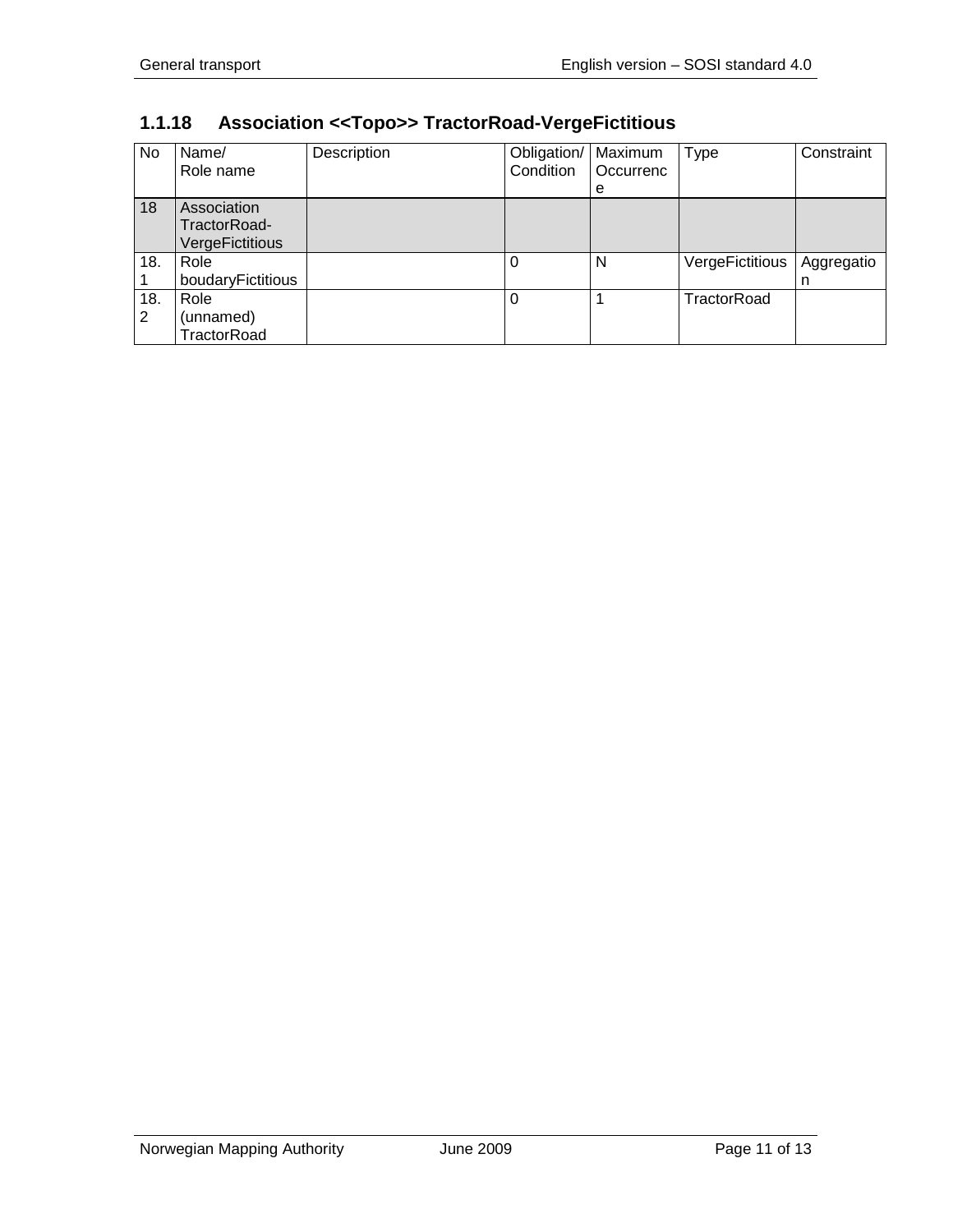### 1.1.18 Association <<Topo>> TractorRoad-VergeFictitious

| No | Name/ Role name | Description | Obligation/ Condition | Maximum Occurrence | Type | Constraint |
|---|---|---|---|---|---|---|
| 18 | Association TractorRoad-VergeFictitious | | | | | |
| 18.1 | Role boudaryFictitious | | 0 | N | VergeFictitious | Aggregation |
| 18.2 | Role (unnamed) TractorRoad | | 0 | 1 | TractorRoad | |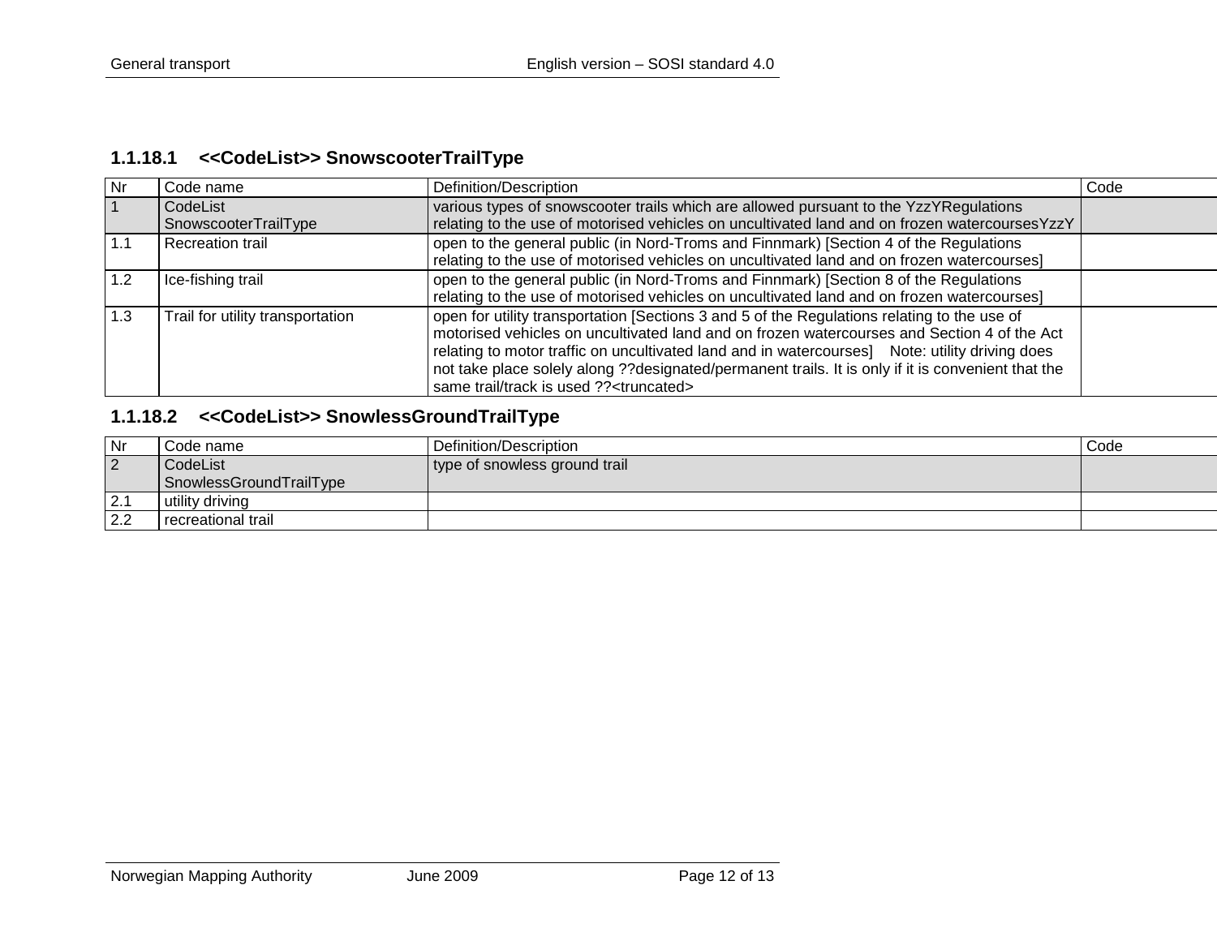### 1.1.18.1 <<CodeList>> SnowscooterTrailType

| Nr | Code name | Definition/Description | Code |
|---|---|---|---|
| 1 | CodeList SnowscooterTrailType | various types of snowscooter trails which are allowed pursuant to the YzzYRegulations relating to the use of motorised vehicles on uncultivated land and on frozen watercoursesYzzY | |
| 1.1 | Recreation trail | open to the general public (in Nord-Troms and Finnmark) [Section 4 of the Regulations relating to the use of motorised vehicles on uncultivated land and on frozen watercourses] | |
| 1.2 | Ice-fishing trail | open to the general public (in Nord-Troms and Finnmark) [Section 8 of the Regulations relating to the use of motorised vehicles on uncultivated land and on frozen watercourses] | |
| 1.3 | Trail for utility transportation | open for utility transportation [Sections 3 and 5 of the Regulations relating to the use of motorised vehicles on uncultivated land and on frozen watercourses and Section 4 of the Act relating to motor traffic on uncultivated land and in watercourses] Note: utility driving does not take place solely along ??designated/permanent trails. It is only if it is convenient that the same trail/track is used ??<truncated> | |

### 1.1.18.2 <<CodeList>> SnowlessGroundTrailType

| Nr | Code name | Definition/Description | Code |
|---|---|---|---|
| 2 | CodeList SnowlessGroundTrailType | type of snowless ground trail | |
| 2.1 | utility driving | | |
| 2.2 | recreational trail | | |